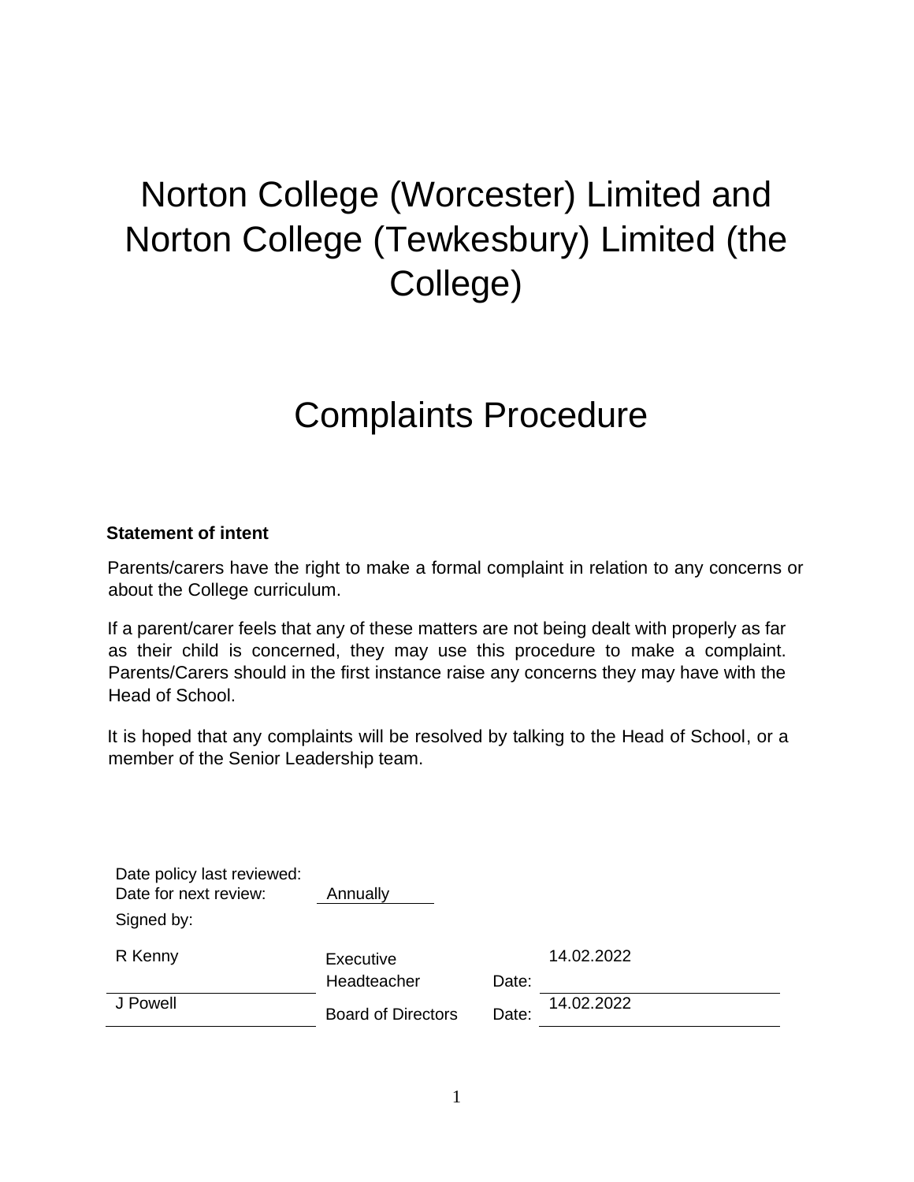# Norton College (Worcester) Limited and Norton College (Tewkesbury) Limited (the College)

# Complaints Procedure

**Statement of intent**

Parents/carers have the right to make a formal complaint in relation to any concerns or about the College curriculum.

If a parent/carer feels that any of these matters are not being dealt with properly as far as their child is concerned, they may use this procedure to make a complaint. Parents/Carers should in the first instance raise any concerns they may have with the Head of School.

It is hoped that any complaints will be resolved by talking to the Head of School, or a member of the Senior Leadership team.

| | | | |
|---|---|---|---|
| Date policy last reviewed: | | | |
| Date for next review: | Annually | | |
| Signed by: | | | |
| R Kenny | Executive Headteacher | Date: | 14.02.2022 |
| J Powell | Board of Directors | Date: | 14.02.2022 |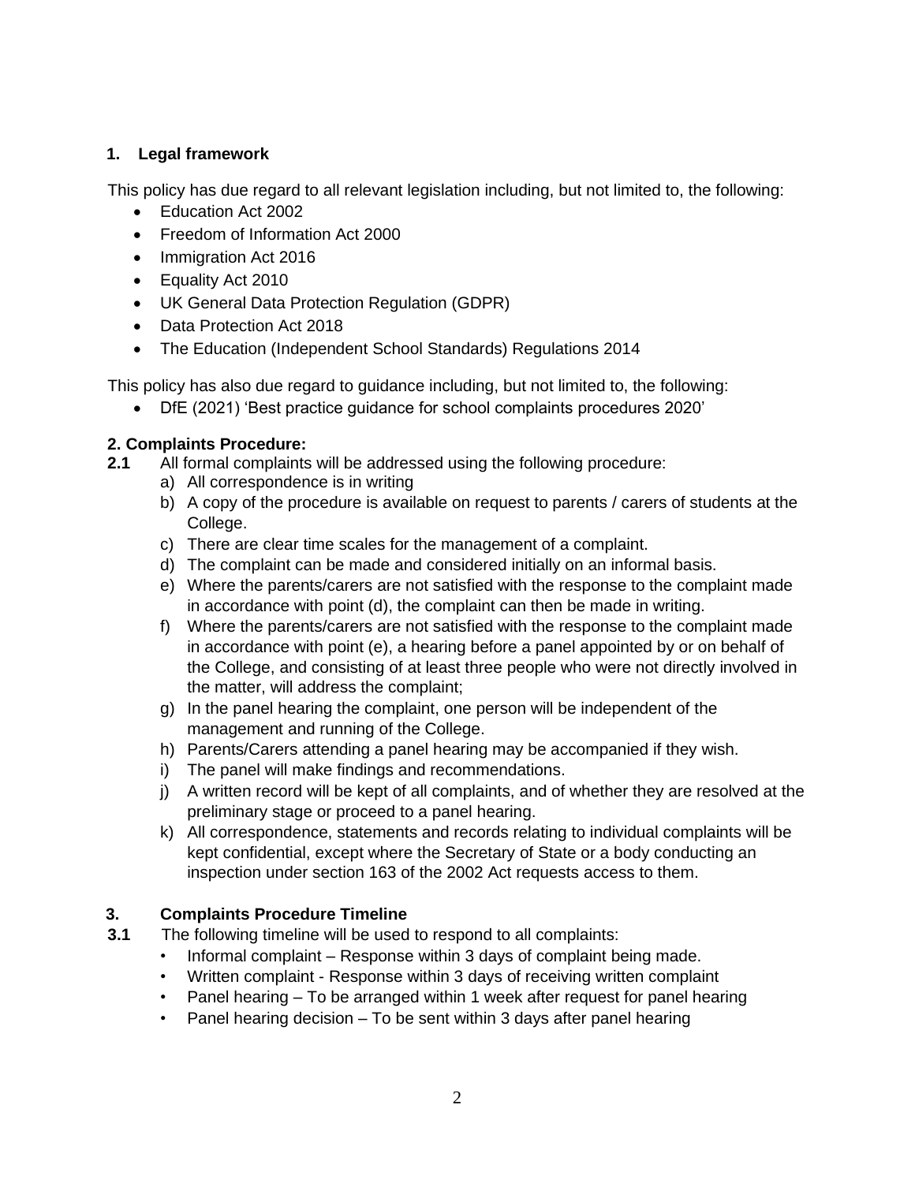## 1. Legal framework

This policy has due regard to all relevant legislation including, but not limited to, the following:

- Education Act 2002
- Freedom of Information Act 2000
- Immigration Act 2016
- Equality Act 2010
- UK General Data Protection Regulation (GDPR)
- Data Protection Act 2018
- The Education (Independent School Standards) Regulations 2014

This policy has also due regard to guidance including, but not limited to, the following:

- DfE (2021) 'Best practice guidance for school complaints procedures 2020'

## 2. Complaints Procedure:

**2.1** All formal complaints will be addressed using the following procedure:

a) All correspondence is in writing
b) A copy of the procedure is available on request to parents / carers of students at the College.
c) There are clear time scales for the management of a complaint.
d) The complaint can be made and considered initially on an informal basis.
e) Where the parents/carers are not satisfied with the response to the complaint made in accordance with point (d), the complaint can then be made in writing.
f) Where the parents/carers are not satisfied with the response to the complaint made in accordance with point (e), a hearing before a panel appointed by or on behalf of the College, and consisting of at least three people who were not directly involved in the matter, will address the complaint;
g) In the panel hearing the complaint, one person will be independent of the management and running of the College.
h) Parents/Carers attending a panel hearing may be accompanied if they wish.
i) The panel will make findings and recommendations.
j) A written record will be kept of all complaints, and of whether they are resolved at the preliminary stage or proceed to a panel hearing.
k) All correspondence, statements and records relating to individual complaints will be kept confidential, except where the Secretary of State or a body conducting an inspection under section 163 of the 2002 Act requests access to them.

## 3. Complaints Procedure Timeline

**3.1** The following timeline will be used to respond to all complaints:

- Informal complaint – Response within 3 days of complaint being made.
- Written complaint - Response within 3 days of receiving written complaint
- Panel hearing – To be arranged within 1 week after request for panel hearing
- Panel hearing decision – To be sent within 3 days after panel hearing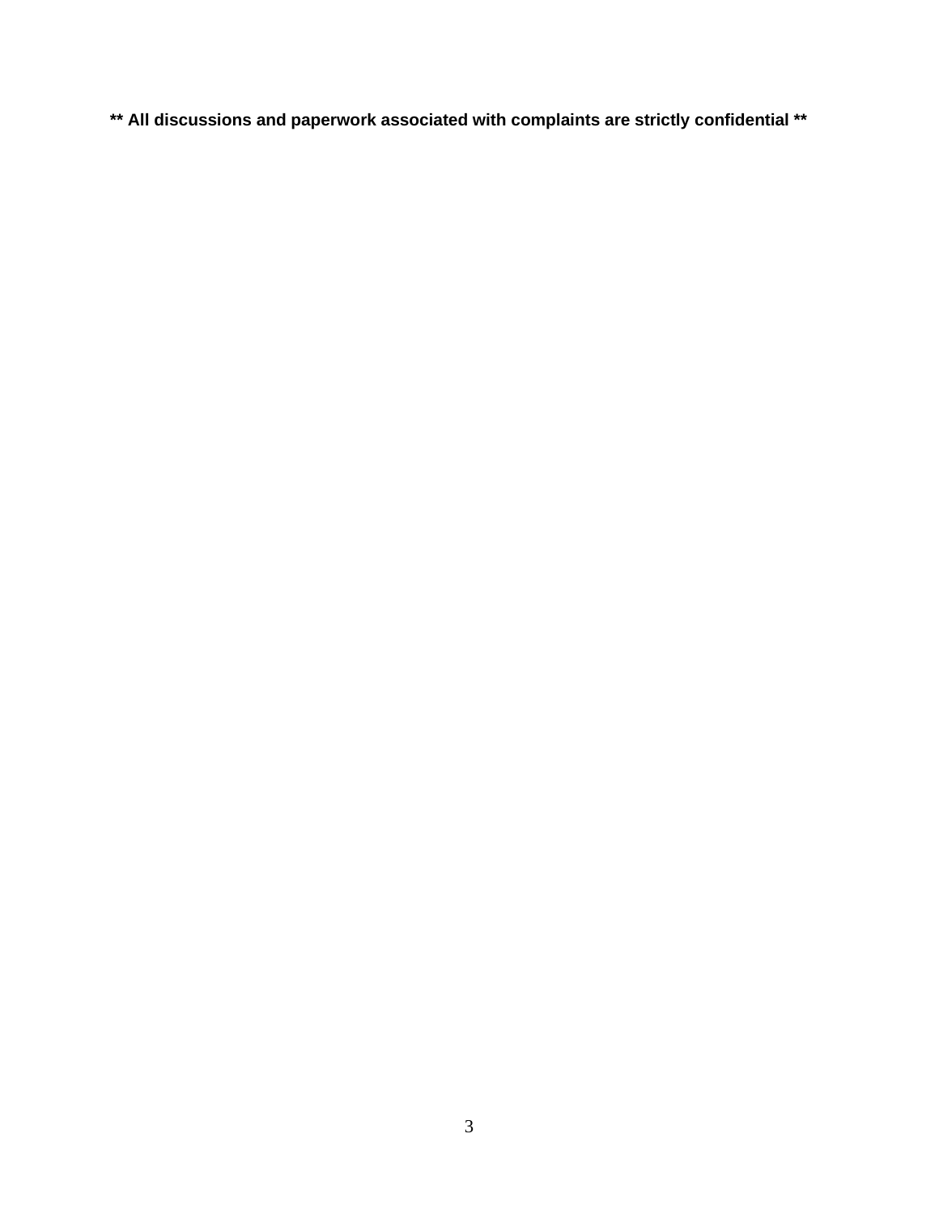**** All discussions and paperwork associated with complaints are strictly confidential ****